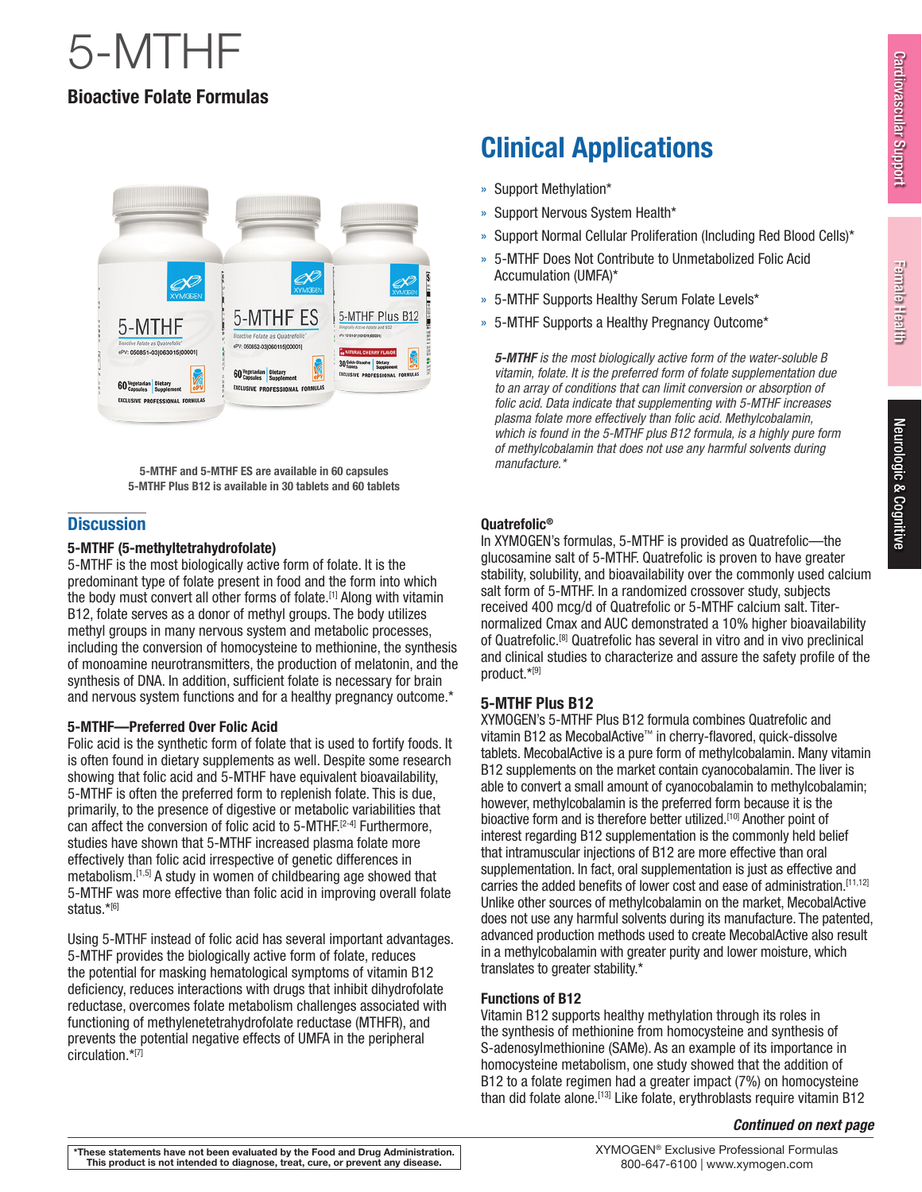# 5-MTHF

## Bioactive Folate Formulas

5-MTHF and 5-MTHF ES are available in 60 capsules
5-MTHF Plus B12 is available in 30 tablets and 60 tablets

## Clinical Applications

- Support Methylation*
- Support Nervous System Health*
- Support Normal Cellular Proliferation (Including Red Blood Cells)*
- 5-MTHF Does Not Contribute to Unmetabolized Folic Acid Accumulation (UMFA)*
- 5-MTHF Supports Healthy Serum Folate Levels*
- 5-MTHF Supports a Healthy Pregnancy Outcome*

*__5-MTHF__ is the most biologically active form of the water-soluble B vitamin, folate. It is the preferred form of folate supplementation due to an array of conditions that can limit conversion or absorption of folic acid. Data indicate that supplementing with 5-MTHF increases plasma folate more effectively than folic acid. Methylcobalamin, which is found in the 5-MTHF plus B12 formula, is a highly pure form of methylcobalamin that does not use any harmful solvents during manufacture.**

## Discussion

### 5-MTHF (5-methyltetrahydrofolate)

5-MTHF is the most biologically active form of folate. It is the predominant type of folate present in food and the form into which the body must convert all other forms of folate.[1] Along with vitamin B12, folate serves as a donor of methyl groups. The body utilizes methyl groups in many nervous system and metabolic processes, including the conversion of homocysteine to methionine, the synthesis of monoamine neurotransmitters, the production of melatonin, and the synthesis of DNA. In addition, sufficient folate is necessary for brain and nervous system functions and for a healthy pregnancy outcome.*

### 5-MTHF—Preferred Over Folic Acid

Folic acid is the synthetic form of folate that is used to fortify foods. It is often found in dietary supplements as well. Despite some research showing that folic acid and 5-MTHF have equivalent bioavailability, 5-MTHF is often the preferred form to replenish folate. This is due, primarily, to the presence of digestive or metabolic variabilities that can affect the conversion of folic acid to 5-MTHF.[2-4] Furthermore, studies have shown that 5-MTHF increased plasma folate more effectively than folic acid irrespective of genetic differences in metabolism.[1,5] A study in women of childbearing age showed that 5-MTHF was more effective than folic acid in improving overall folate status.*[6]

Using 5-MTHF instead of folic acid has several important advantages. 5-MTHF provides the biologically active form of folate, reduces the potential for masking hematological symptoms of vitamin B12 deficiency, reduces interactions with drugs that inhibit dihydrofolate reductase, overcomes folate metabolism challenges associated with functioning of methylenetetrahydrofolate reductase (MTHFR), and prevents the potential negative effects of UMFA in the peripheral circulation.*[7]

### Quatrefolic®

In XYMOGEN's formulas, 5-MTHF is provided as Quatrefolic—the glucosamine salt of 5-MTHF. Quatrefolic is proven to have greater stability, solubility, and bioavailability over the commonly used calcium salt form of 5-MTHF. In a randomized crossover study, subjects received 400 mcg/d of Quatrefolic or 5-MTHF calcium salt. Titer-normalized Cmax and AUC demonstrated a 10% higher bioavailability of Quatrefolic.[8] Quatrefolic has several in vitro and in vivo preclinical and clinical studies to characterize and assure the safety profile of the product.*[9]

### 5-MTHF Plus B12

XYMOGEN's 5-MTHF Plus B12 formula combines Quatrefolic and vitamin B12 as MecobalActive™ in cherry-flavored, quick-dissolve tablets. MecobalActive is a pure form of methylcobalamin. Many vitamin B12 supplements on the market contain cyanocobalamin. The liver is able to convert a small amount of cyanocobalamin to methylcobalamin; however, methylcobalamin is the preferred form because it is the bioactive form and is therefore better utilized.[10] Another point of interest regarding B12 supplementation is the commonly held belief that intramuscular injections of B12 are more effective than oral supplementation. In fact, oral supplementation is just as effective and carries the added benefits of lower cost and ease of administration.[11,12] Unlike other sources of methylcobalamin on the market, MecobalActive does not use any harmful solvents during its manufacture. The patented, advanced production methods used to create MecobalActive also result in a methylcobalamin with greater purity and lower moisture, which translates to greater stability.*

### Functions of B12

Vitamin B12 supports healthy methylation through its roles in the synthesis of methionine from homocysteine and synthesis of S-adenosylmethionine (SAMe). As an example of its importance in homocysteine metabolism, one study showed that the addition of B12 to a folate regimen had a greater impact (7%) on homocysteine than did folate alone.[13] Like folate, erythroblasts require vitamin B12

***Continued on next page***

**\*These statements have not been evaluated by the Food and Drug Administration. This product is not intended to diagnose, treat, cure, or prevent any disease.**

XYMOGEN® Exclusive Professional Formulas
800-647-6100 | www.xymogen.com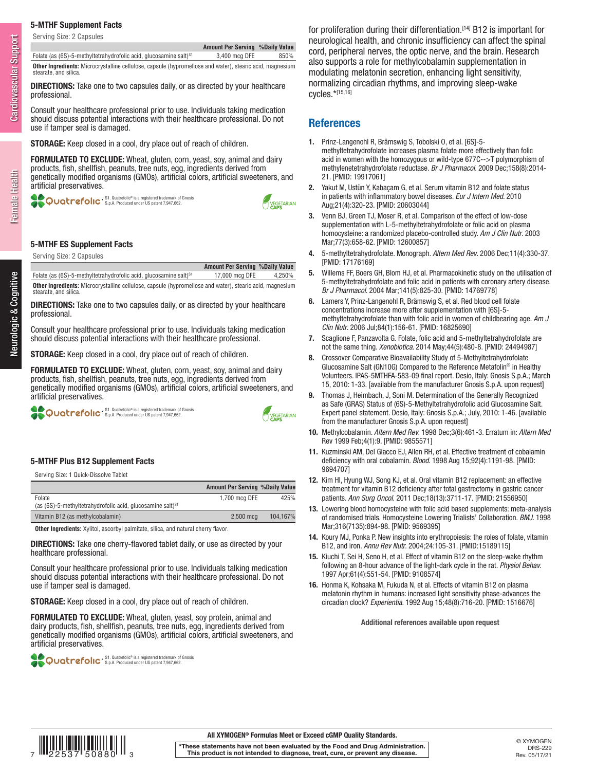## 5-MTHF Supplement Facts

Serving Size: 2 Capsules

| | Amount Per Serving | %Daily Value |
|---|---|---|
| Folate (as (6S)-5-methyltetrahydrofolic acid, glucosamine salt)[S1] | 3,400 mcg DFE | 850% |

**Other Ingredients:** Microcrystalline cellulose, capsule (hypromellose and water), stearic acid, magnesium stearate, and silica.

**DIRECTIONS:** Take one to two capsules daily, or as directed by your healthcare professional.

Consult your healthcare professional prior to use. Individuals taking medication should discuss potential interactions with their healthcare professional. Do not use if tamper seal is damaged.

**STORAGE:** Keep closed in a cool, dry place out of reach of children.

**FORMULATED TO EXCLUDE:** Wheat, gluten, corn, yeast, soy, animal and dairy products, fish, shellfish, peanuts, tree nuts, egg, ingredients derived from genetically modified organisms (GMOs), artificial colors, artificial sweeteners, and artificial preservatives.

Quatrefolic. S1. Quatrefolic® is a registered trademark of Gnosis S.p.A. Produced under US patent 7,947,662.

VEGETARIAN CAPS

## 5-MTHF ES Supplement Facts

Serving Size: 2 Capsules

| | Amount Per Serving | %Daily Value |
|---|---|---|
| Folate (as (6S)-5-methyltetrahydrofolic acid, glucosamine salt)[S1] | 17,000 mcg DFE | 4,250% |

**Other Ingredients:** Microcrystalline cellulose, capsule (hypromellose and water), stearic acid, magnesium stearate, and silica.

**DIRECTIONS:** Take one to two capsules daily, or as directed by your healthcare professional.

Consult your healthcare professional prior to use. Individuals taking medication should discuss potential interactions with their healthcare professional.

**STORAGE:** Keep closed in a cool, dry place out of reach of children.

**FORMULATED TO EXCLUDE:** Wheat, gluten, corn, yeast, soy, animal and dairy products, fish, shellfish, peanuts, tree nuts, egg, ingredients derived from genetically modified organisms (GMOs), artificial colors, artificial sweeteners, and artificial preservatives.

Quatrefolic. S1. Quatrefolic® is a registered trademark of Gnosis S.p.A. Produced under US patent 7,947,662.

VEGETARIAN CAPS

## 5-MTHF Plus B12 Supplement Facts

Serving Size: 1 Quick-Dissolve Tablet

| | Amount Per Serving | %Daily Value |
|---|---|---|
| Folate (as (6S)-5-methyltetrahydrofolic acid, glucosamine salt)[S1] | 1,700 mcg DFE | 425% |
| Vitamin B12 (as methylcobalamin) | 2,500 mcg | 104,167% |

**Other Ingredients:** Xylitol, ascorbyl palmitate, silica, and natural cherry flavor.

**DIRECTIONS:** Take one cherry-flavored tablet daily, or use as directed by your healthcare professional.

Consult your healthcare professional prior to use. Individuals talking medication should discuss potential interactions with their healthcare professional. Do not use if tamper seal is damaged.

**STORAGE:** Keep closed in a cool, dry place out of reach of children.

**FORMULATED TO EXCLUDE:** Wheat, gluten, yeast, soy protein, animal and dairy products, fish, shellfish, peanuts, tree nuts, egg, ingredients derived from genetically modified organisms (GMOs), artificial colors, artificial sweeteners, and artificial preservatives.

Quatrefolic. S1. Quatrefolic® is a registered trademark of Gnosis S.p.A. Produced under US patent 7,947,662.

for proliferation during their differentiation.[14] B12 is important for neurological health, and chronic insufficiency can affect the spinal cord, peripheral nerves, the optic nerve, and the brain. Research also supports a role for methylcobalamin supplementation in modulating melatonin secretion, enhancing light sensitivity, normalizing circadian rhythms, and improving sleep-wake cycles.*[15,16]

## References

1. Prinz-Langenohl R, Brämswig S, Tobolski O, et al. [6S]-5-methyltetrahydrofolate increases plasma folate more effectively than folic acid in women with the homozygous or wild-type 677C-->T polymorphism of methylenetetrahydrofolate reductase. *Br J Pharmacol.* 2009 Dec;158(8):2014-21. [PMID: 19917061]
2. Yakut M, Ustün Y, Kabaçam G, et al. Serum vitamin B12 and folate status in patients with inflammatory bowel diseases. *Eur J Intern Med.* 2010 Aug;21(4):320-23. [PMID: 20603044]
3. Venn BJ, Green TJ, Moser R, et al. Comparison of the effect of low-dose supplementation with L-5-methyltetrahydrofolate or folic acid on plasma homocysteine: a randomized placebo-controlled study. *Am J Clin Nutr.* 2003 Mar;77(3):658-62. [PMID: 12600857]
4. 5-methyltetrahydrofolate. Monograph. *Altern Med Rev.* 2006 Dec;11(4):330-37. [PMID: 17176169]
5. Willems FF, Boers GH, Blom HJ, et al. Pharmacokinetic study on the utilisation of 5-methyltetrahydrofolate and folic acid in patients with coronary artery disease. *Br J Pharmacol.* 2004 Mar;141(5):825-30. [PMID: 14769778]
6. Lamers Y, Prinz-Langenohl R, Brämswig S, et al. Red blood cell folate concentrations increase more after supplementation with [6S]-5-methyltetrahydrofolate than with folic acid in women of childbearing age. *Am J Clin Nutr.* 2006 Jul;84(1):156-61. [PMID: 16825690]
7. Scaglione F, Panzavolta G. Folate, folic acid and 5-methyltetrahydrofolate are not the same thing. *Xenobiotica.* 2014 May;44(5):480-8. [PMID: 24494987]
8. Crossover Comparative Bioavailability Study of 5-Methyltetrahydrofolate Glucosamine Salt (GN10G) Compared to the Reference Metafolin® in Healthy Volunteers. IPAS-5MTHFA-583-09 final report. Desio, Italy: Gnosis S.p.A.; March 15, 2010: 1-33. [available from the manufacturer Gnosis S.p.A. upon request]
9. Thomas J, Heimbach, J, Soni M. Determination of the Generally Recognized as Safe (GRAS) Status of (6S)-5-Methyltetrahydrofolic acid Glucosamine Salt. Expert panel statement. Desio, Italy: Gnosis S.p.A.; July, 2010: 1-46. [available from the manufacturer Gnosis S.p.A. upon request]
10. Methylcobalamin. *Altern Med Rev.* 1998 Dec;3(6):461-3. Erratum in: *Altern Med* Rev 1999 Feb;4(1):9. [PMID: 9855571]
11. Kuzminski AM, Del Giacco EJ, Allen RH, et al. Effective treatment of cobalamin deficiency with oral cobalamin. *Blood.* 1998 Aug 15;92(4):1191-98. [PMID: 9694707]
12. Kim HI, Hyung WJ, Song KJ, et al. Oral vitamin B12 replacement: an effective treatment for vitamin B12 deficiency after total gastrectomy in gastric cancer patients. *Ann Surg Oncol.* 2011 Dec;18(13):3711-17. [PMID: 21556950]
13. Lowering blood homocysteine with folic acid based supplements: meta-analysis of randomised trials. Homocysteine Lowering Trialists' Collaboration. *BMJ.* 1998 Mar;316(7135):894-98. [PMID: 9569395]
14. Koury MJ, Ponka P. New insights into erythropoiesis: the roles of folate, vitamin B12, and iron. *Annu Rev Nutr.* 2004;24:105-31. [PMID:15189115]
15. Kiuchi T, Sei H, Seno H, et al. Effect of vitamin B12 on the sleep-wake rhythm following an 8-hour advance of the light-dark cycle in the rat. *Physiol Behav.* 1997 Apr;61(4):551-54. [PMID: 9108574]
16. Honma K, Kohsaka M, Fukuda N, et al. Effects of vitamin B12 on plasma melatonin rhythm in humans: increased light sensitivity phase-advances the circadian clock? *Experientia.* 1992 Aug 15;48(8):716-20. [PMID: 1516676]

**Additional references available upon request**

**All XYMOGEN® Formulas Meet or Exceed cGMP Quality Standards.**

**\*These statements have not been evaluated by the Food and Drug Administration. This product is not intended to diagnose, treat, cure, or prevent any disease.**

7 22537 50880 3

© XYMOGEN
DRS-229
Rev. 05/17/21